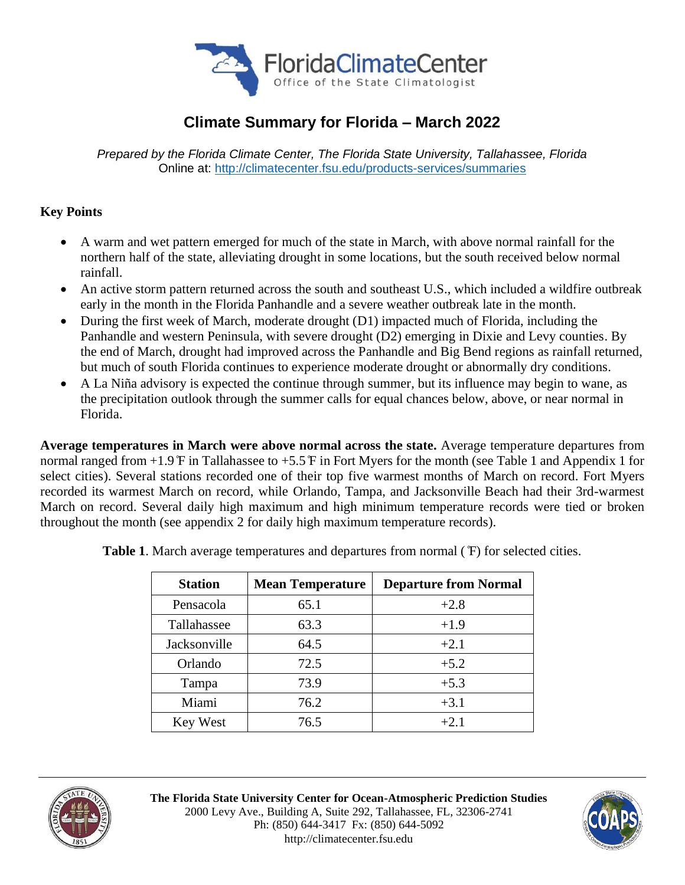# Climate Summary for Florida – March 2022

*Prepared by the Florida Climate Center, The Florida State University, Tallahassee, Florida*
Online at: http://climatecenter.fsu.edu/products-services/summaries

## Key Points

- A warm and wet pattern emerged for much of the state in March, with above normal rainfall for the northern half of the state, alleviating drought in some locations, but the south received below normal rainfall.
- An active storm pattern returned across the south and southeast U.S., which included a wildfire outbreak early in the month in the Florida Panhandle and a severe weather outbreak late in the month.
- During the first week of March, moderate drought (D1) impacted much of Florida, including the Panhandle and western Peninsula, with severe drought (D2) emerging in Dixie and Levy counties. By the end of March, drought had improved across the Panhandle and Big Bend regions as rainfall returned, but much of south Florida continues to experience moderate drought or abnormally dry conditions.
- A La Niña advisory is expected the continue through summer, but its influence may begin to wane, as the precipitation outlook through the summer calls for equal chances below, above, or near normal in Florida.

**Average temperatures in March were above normal across the state.** Average temperature departures from normal ranged from +1.9˚F in Tallahassee to +5.5˚F in Fort Myers for the month (see Table 1 and Appendix 1 for select cities). Several stations recorded one of their top five warmest months of March on record. Fort Myers recorded its warmest March on record, while Orlando, Tampa, and Jacksonville Beach had their 3rd-warmest March on record. Several daily high maximum and high minimum temperature records were tied or broken throughout the month (see appendix 2 for daily high maximum temperature records).

**Table 1**. March average temperatures and departures from normal (˚F) for selected cities.

| Station | Mean Temperature | Departure from Normal |
|---|---|---|
| Pensacola | 65.1 | +2.8 |
| Tallahassee | 63.3 | +1.9 |
| Jacksonville | 64.5 | +2.1 |
| Orlando | 72.5 | +5.2 |
| Tampa | 73.9 | +5.3 |
| Miami | 76.2 | +3.1 |
| Key West | 76.5 | +2.1 |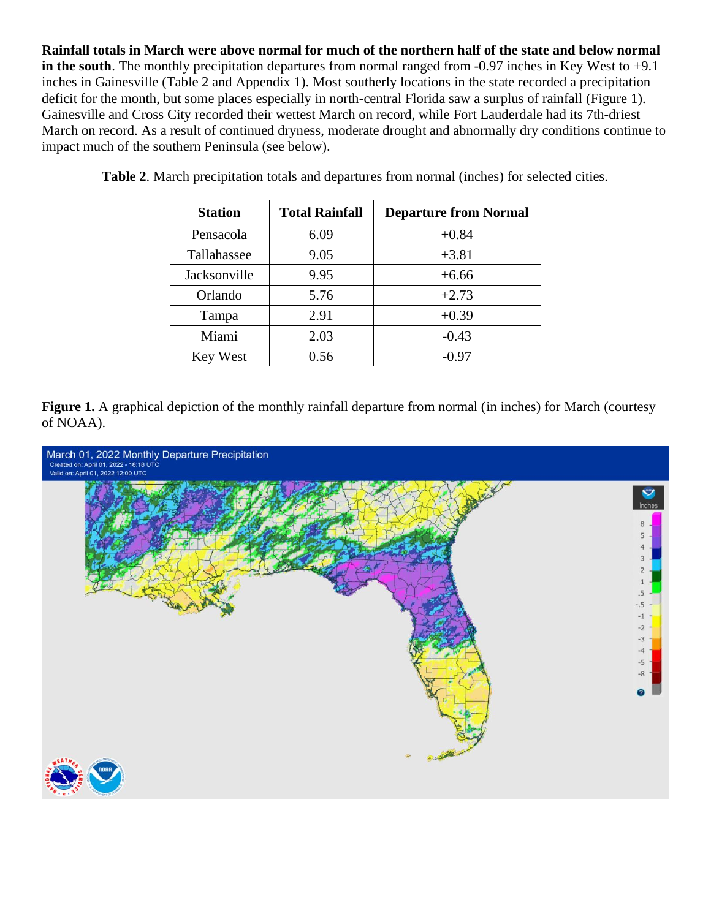**Rainfall totals in March were above normal for much of the northern half of the state and below normal in the south**. The monthly precipitation departures from normal ranged from -0.97 inches in Key West to +9.1 inches in Gainesville (Table 2 and Appendix 1). Most southerly locations in the state recorded a precipitation deficit for the month, but some places especially in north-central Florida saw a surplus of rainfall (Figure 1). Gainesville and Cross City recorded their wettest March on record, while Fort Lauderdale had its 7th-driest March on record. As a result of continued dryness, moderate drought and abnormally dry conditions continue to impact much of the southern Peninsula (see below).

**Table 2**. March precipitation totals and departures from normal (inches) for selected cities.

| Station | Total Rainfall | Departure from Normal |
|---|---|---|
| Pensacola | 6.09 | +0.84 |
| Tallahassee | 9.05 | +3.81 |
| Jacksonville | 9.95 | +6.66 |
| Orlando | 5.76 | +2.73 |
| Tampa | 2.91 | +0.39 |
| Miami | 2.03 | -0.43 |
| Key West | 0.56 | -0.97 |

**Figure 1.** A graphical depiction of the monthly rainfall departure from normal (in inches) for March (courtesy of NOAA).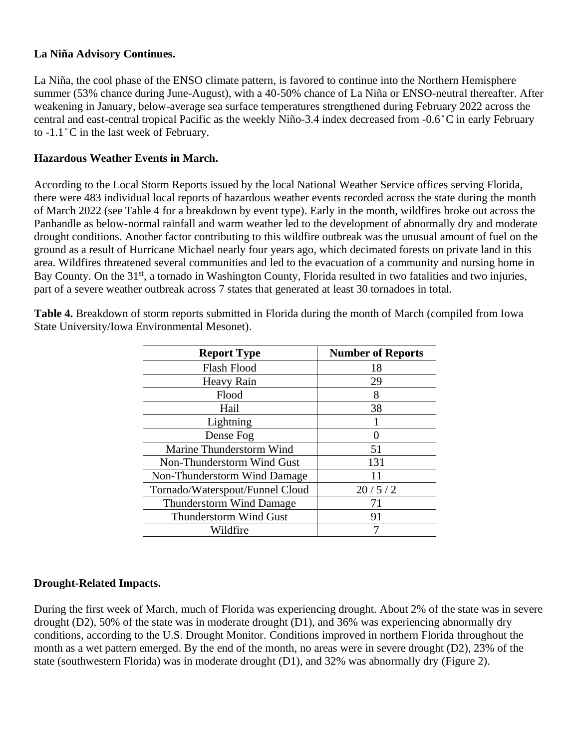**La Niña Advisory Continues.**

La Niña, the cool phase of the ENSO climate pattern, is favored to continue into the Northern Hemisphere summer (53% chance during June-August), with a 40-50% chance of La Niña or ENSO-neutral thereafter. After weakening in January, below-average sea surface temperatures strengthened during February 2022 across the central and east-central tropical Pacific as the weekly Niño-3.4 index decreased from -0.6˚C in early February to -1.1˚C in the last week of February.

**Hazardous Weather Events in March.**

According to the Local Storm Reports issued by the local National Weather Service offices serving Florida, there were 483 individual local reports of hazardous weather events recorded across the state during the month of March 2022 (see Table 4 for a breakdown by event type). Early in the month, wildfires broke out across the Panhandle as below-normal rainfall and warm weather led to the development of abnormally dry and moderate drought conditions. Another factor contributing to this wildfire outbreak was the unusual amount of fuel on the ground as a result of Hurricane Michael nearly four years ago, which decimated forests on private land in this area. Wildfires threatened several communities and led to the evacuation of a community and nursing home in Bay County. On the 31st, a tornado in Washington County, Florida resulted in two fatalities and two injuries, part of a severe weather outbreak across 7 states that generated at least 30 tornadoes in total.

**Table 4.** Breakdown of storm reports submitted in Florida during the month of March (compiled from Iowa State University/Iowa Environmental Mesonet).

| Report Type | Number of Reports |
|---|---|
| Flash Flood | 18 |
| Heavy Rain | 29 |
| Flood | 8 |
| Hail | 38 |
| Lightning | 1 |
| Dense Fog | 0 |
| Marine Thunderstorm Wind | 51 |
| Non-Thunderstorm Wind Gust | 131 |
| Non-Thunderstorm Wind Damage | 11 |
| Tornado/Waterspout/Funnel Cloud | 20 / 5 / 2 |
| Thunderstorm Wind Damage | 71 |
| Thunderstorm Wind Gust | 91 |
| Wildfire | 7 |

**Drought-Related Impacts.**

During the first week of March, much of Florida was experiencing drought. About 2% of the state was in severe drought (D2), 50% of the state was in moderate drought (D1), and 36% was experiencing abnormally dry conditions, according to the U.S. Drought Monitor. Conditions improved in northern Florida throughout the month as a wet pattern emerged. By the end of the month, no areas were in severe drought (D2), 23% of the state (southwestern Florida) was in moderate drought (D1), and 32% was abnormally dry (Figure 2).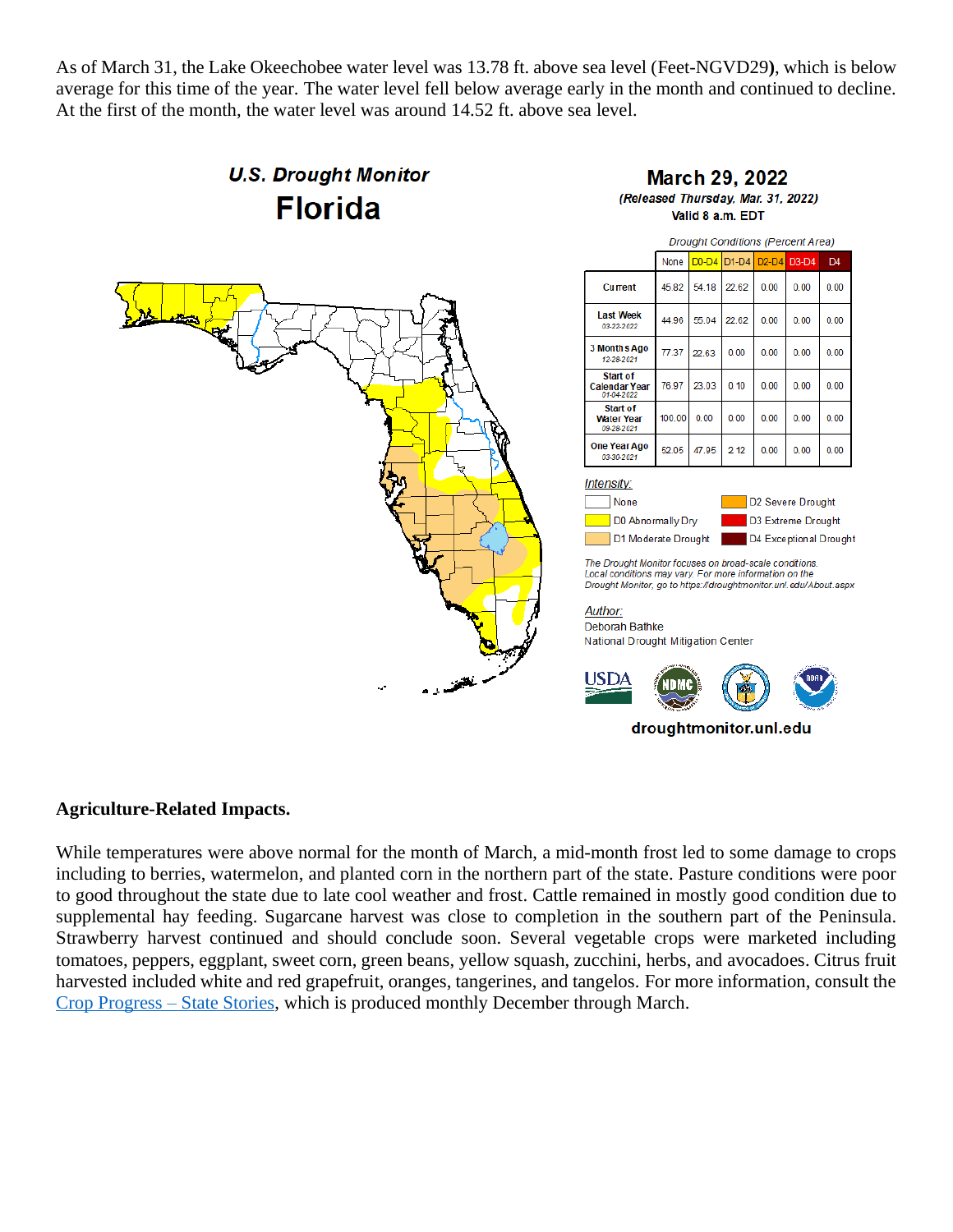As of March 31, the Lake Okeechobee water level was 13.78 ft. above sea level (Feet-NGVD29**)**, which is below average for this time of the year. The water level fell below average early in the month and continued to decline. At the first of the month, the water level was around 14.52 ft. above sea level.

***U.S. Drought Monitor***
**Florida**

**March 29, 2022**
***(Released Thursday, Mar. 31, 2022)***
**Valid 8 a.m. EDT**

*Drought Conditions (Percent Area)*

| | None | D0-D4 | D1-D4 | D2-D4 | D3-D4 | D4 |
|---|---|---|---|---|---|---|
| Current | 45.82 | 54.18 | 22.62 | 0.00 | 0.00 | 0.00 |
| Last Week 03-22-2022 | 44.96 | 55.04 | 22.62 | 0.00 | 0.00 | 0.00 |
| 3 Months Ago 12-28-2021 | 77.37 | 22.63 | 0.00 | 0.00 | 0.00 | 0.00 |
| Start of Calendar Year 01-04-2022 | 76.97 | 23.03 | 0.10 | 0.00 | 0.00 | 0.00 |
| Start of Water Year 09-28-2021 | 100.00 | 0.00 | 0.00 | 0.00 | 0.00 | 0.00 |
| One Year Ago 03-30-2021 | 52.05 | 47.95 | 2.12 | 0.00 | 0.00 | 0.00 |

*Intensity:*
- None
- D0 Abnormally Dry
- D1 Moderate Drought
- D2 Severe Drought
- D3 Extreme Drought
- D4 Exceptional Drought

*The Drought Monitor focuses on broad-scale conditions. Local conditions may vary. For more information on the Drought Monitor, go to https://droughtmonitor.unl.edu/About.aspx*

*Author:*
Deborah Bathke
National Drought Mitigation Center

**droughtmonitor.unl.edu**

**Agriculture-Related Impacts.**

While temperatures were above normal for the month of March, a mid-month frost led to some damage to crops including to berries, watermelon, and planted corn in the northern part of the state. Pasture conditions were poor to good throughout the state due to late cool weather and frost. Cattle remained in mostly good condition due to supplemental hay feeding. Sugarcane harvest was close to completion in the southern part of the Peninsula. Strawberry harvest continued and should conclude soon. Several vegetable crops were marketed including tomatoes, peppers, eggplant, sweet corn, green beans, yellow squash, zucchini, herbs, and avocadoes. Citrus fruit harvested included white and red grapefruit, oranges, tangerines, and tangelos. For more information, consult the Crop Progress – State Stories, which is produced monthly December through March.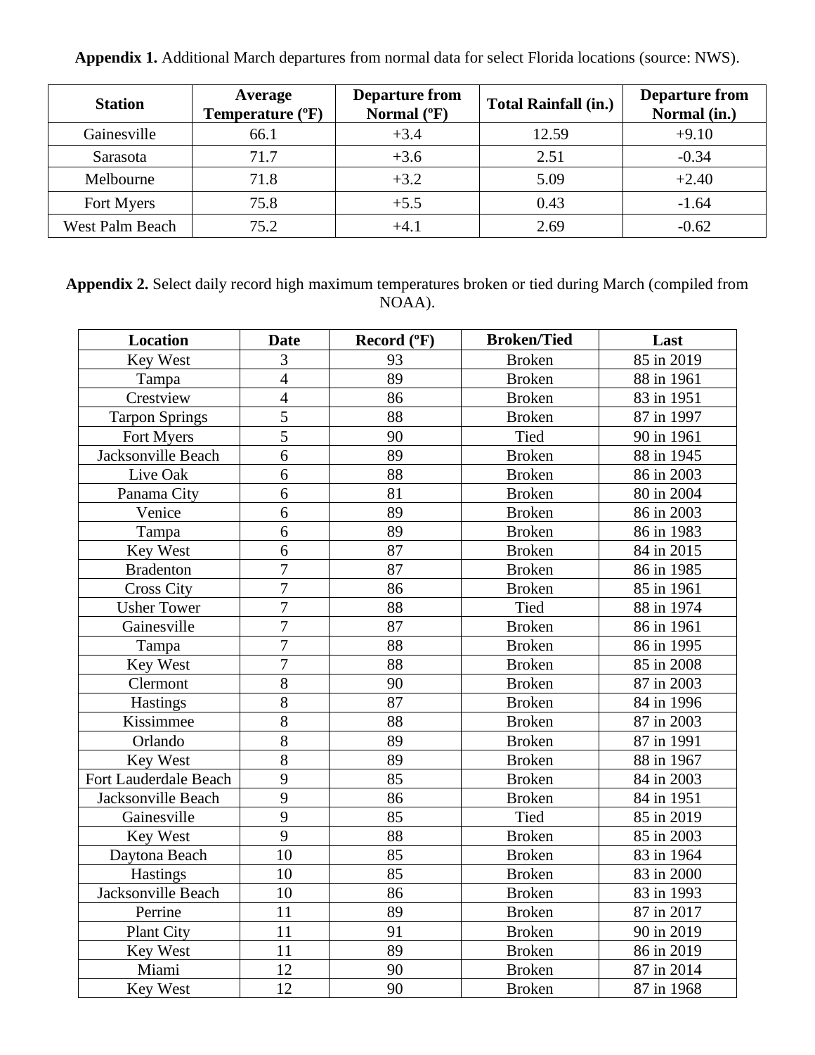**Appendix 1.** Additional March departures from normal data for select Florida locations (source: NWS).

| Station | Average Temperature (ºF) | Departure from Normal (ºF) | Total Rainfall (in.) | Departure from Normal (in.) |
|---|---|---|---|---|
| Gainesville | 66.1 | +3.4 | 12.59 | +9.10 |
| Sarasota | 71.7 | +3.6 | 2.51 | -0.34 |
| Melbourne | 71.8 | +3.2 | 5.09 | +2.40 |
| Fort Myers | 75.8 | +5.5 | 0.43 | -1.64 |
| West Palm Beach | 75.2 | +4.1 | 2.69 | -0.62 |

**Appendix 2.** Select daily record high maximum temperatures broken or tied during March (compiled from NOAA).

| Location | Date | Record (ºF) | Broken/Tied | Last |
|---|---|---|---|---|
| Key West | 3 | 93 | Broken | 85 in 2019 |
| Tampa | 4 | 89 | Broken | 88 in 1961 |
| Crestview | 4 | 86 | Broken | 83 in 1951 |
| Tarpon Springs | 5 | 88 | Broken | 87 in 1997 |
| Fort Myers | 5 | 90 | Tied | 90 in 1961 |
| Jacksonville Beach | 6 | 89 | Broken | 88 in 1945 |
| Live Oak | 6 | 88 | Broken | 86 in 2003 |
| Panama City | 6 | 81 | Broken | 80 in 2004 |
| Venice | 6 | 89 | Broken | 86 in 2003 |
| Tampa | 6 | 89 | Broken | 86 in 1983 |
| Key West | 6 | 87 | Broken | 84 in 2015 |
| Bradenton | 7 | 87 | Broken | 86 in 1985 |
| Cross City | 7 | 86 | Broken | 85 in 1961 |
| Usher Tower | 7 | 88 | Tied | 88 in 1974 |
| Gainesville | 7 | 87 | Broken | 86 in 1961 |
| Tampa | 7 | 88 | Broken | 86 in 1995 |
| Key West | 7 | 88 | Broken | 85 in 2008 |
| Clermont | 8 | 90 | Broken | 87 in 2003 |
| Hastings | 8 | 87 | Broken | 84 in 1996 |
| Kissimmee | 8 | 88 | Broken | 87 in 2003 |
| Orlando | 8 | 89 | Broken | 87 in 1991 |
| Key West | 8 | 89 | Broken | 88 in 1967 |
| Fort Lauderdale Beach | 9 | 85 | Broken | 84 in 2003 |
| Jacksonville Beach | 9 | 86 | Broken | 84 in 1951 |
| Gainesville | 9 | 85 | Tied | 85 in 2019 |
| Key West | 9 | 88 | Broken | 85 in 2003 |
| Daytona Beach | 10 | 85 | Broken | 83 in 1964 |
| Hastings | 10 | 85 | Broken | 83 in 2000 |
| Jacksonville Beach | 10 | 86 | Broken | 83 in 1993 |
| Perrine | 11 | 89 | Broken | 87 in 2017 |
| Plant City | 11 | 91 | Broken | 90 in 2019 |
| Key West | 11 | 89 | Broken | 86 in 2019 |
| Miami | 12 | 90 | Broken | 87 in 2014 |
| Key West | 12 | 90 | Broken | 87 in 1968 |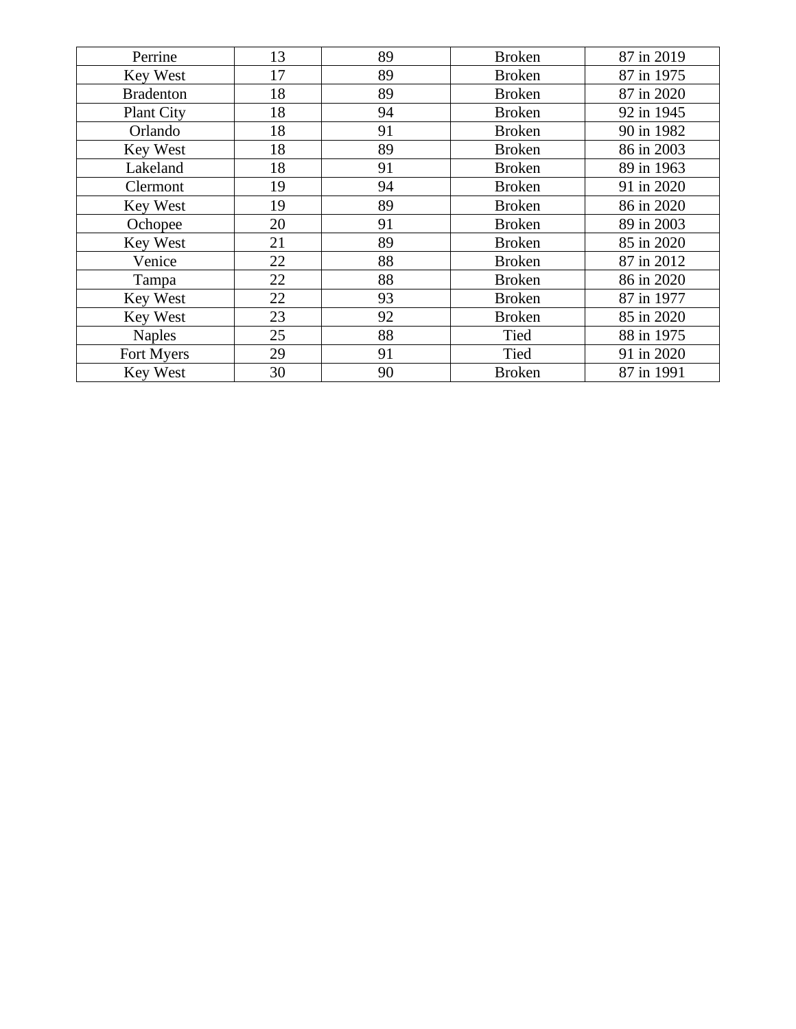| | | | | |
|---|---|---|---|---|
| Perrine | 13 | 89 | Broken | 87 in 2019 |
| Key West | 17 | 89 | Broken | 87 in 1975 |
| Bradenton | 18 | 89 | Broken | 87 in 2020 |
| Plant City | 18 | 94 | Broken | 92 in 1945 |
| Orlando | 18 | 91 | Broken | 90 in 1982 |
| Key West | 18 | 89 | Broken | 86 in 2003 |
| Lakeland | 18 | 91 | Broken | 89 in 1963 |
| Clermont | 19 | 94 | Broken | 91 in 2020 |
| Key West | 19 | 89 | Broken | 86 in 2020 |
| Ochopee | 20 | 91 | Broken | 89 in 2003 |
| Key West | 21 | 89 | Broken | 85 in 2020 |
| Venice | 22 | 88 | Broken | 87 in 2012 |
| Tampa | 22 | 88 | Broken | 86 in 2020 |
| Key West | 22 | 93 | Broken | 87 in 1977 |
| Key West | 23 | 92 | Broken | 85 in 2020 |
| Naples | 25 | 88 | Tied | 88 in 1975 |
| Fort Myers | 29 | 91 | Tied | 91 in 2020 |
| Key West | 30 | 90 | Broken | 87 in 1991 |